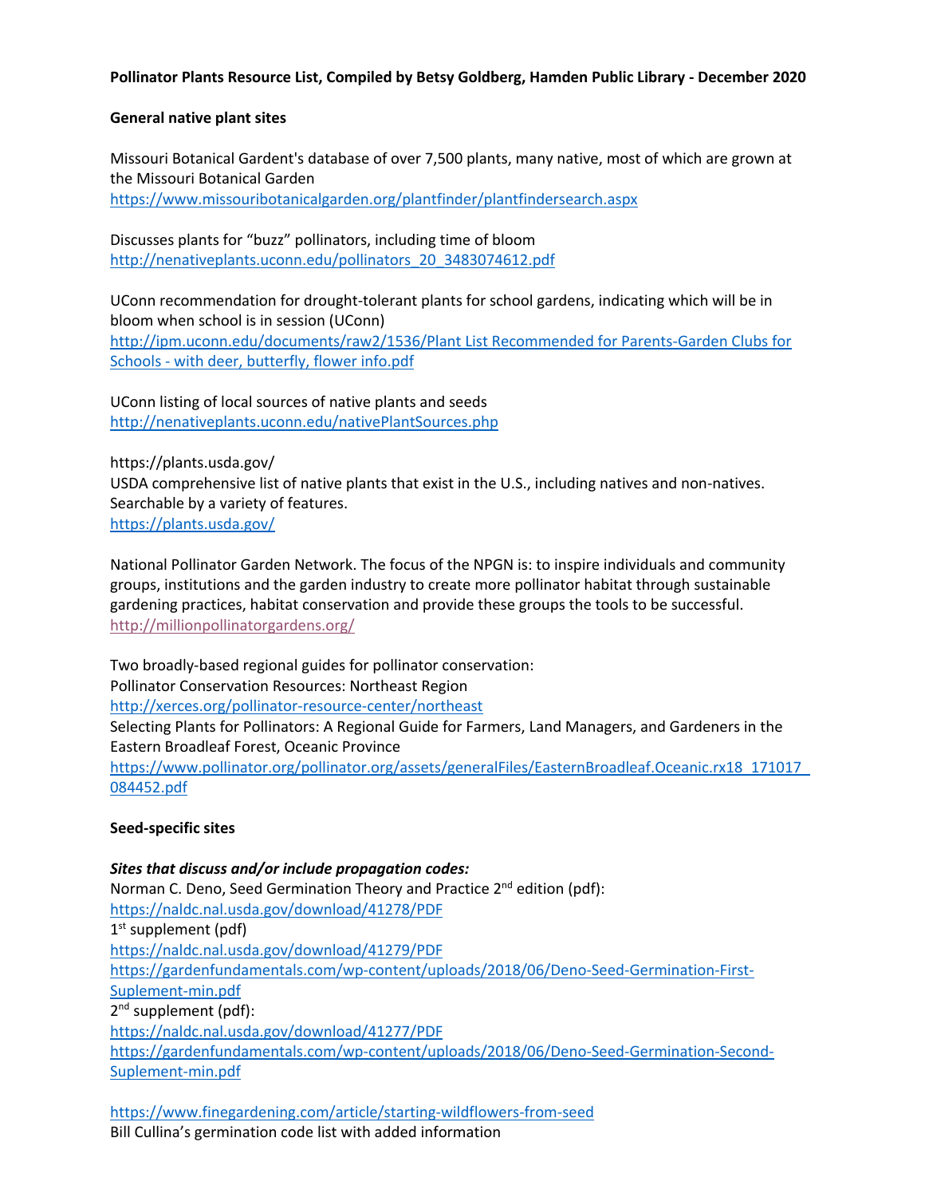**Pollinator Plants Resource List, Compiled by Betsy Goldberg, Hamden Public Library - December 2020**

**General native plant sites**

Missouri Botanical Gardent's database of over 7,500 plants, many native, most of which are grown at the Missouri Botanical Garden
https://www.missouribotanicalgarden.org/plantfinder/plantfindersearch.aspx

Discusses plants for "buzz" pollinators, including time of bloom
http://nenativeplants.uconn.edu/pollinators_20_3483074612.pdf

UConn recommendation for drought-tolerant plants for school gardens, indicating which will be in bloom when school is in session (UConn)
http://ipm.uconn.edu/documents/raw2/1536/Plant List Recommended for Parents-Garden Clubs for Schools - with deer, butterfly, flower info.pdf

UConn listing of local sources of native plants and seeds
http://nenativeplants.uconn.edu/nativePlantSources.php

https://plants.usda.gov/
USDA comprehensive list of native plants that exist in the U.S., including natives and non-natives. Searchable by a variety of features.
https://plants.usda.gov/

National Pollinator Garden Network. The focus of the NPGN is: to inspire individuals and community groups, institutions and the garden industry to create more pollinator habitat through sustainable gardening practices, habitat conservation and provide these groups the tools to be successful.
http://millionpollinatorgardens.org/

Two broadly-based regional guides for pollinator conservation:
Pollinator Conservation Resources: Northeast Region
http://xerces.org/pollinator-resource-center/northeast
Selecting Plants for Pollinators: A Regional Guide for Farmers, Land Managers, and Gardeners in the Eastern Broadleaf Forest, Oceanic Province
https://www.pollinator.org/pollinator.org/assets/generalFiles/EasternBroadleaf.Oceanic.rx18_171017_084452.pdf

**Seed-specific sites**

***Sites that discuss and/or include propagation codes:***
Norman C. Deno, Seed Germination Theory and Practice 2nd edition (pdf):
https://naldc.nal.usda.gov/download/41278/PDF
1st supplement (pdf)
https://naldc.nal.usda.gov/download/41279/PDF
https://gardenfundamentals.com/wp-content/uploads/2018/06/Deno-Seed-Germination-First-Suplement-min.pdf
2nd supplement (pdf):
https://naldc.nal.usda.gov/download/41277/PDF
https://gardenfundamentals.com/wp-content/uploads/2018/06/Deno-Seed-Germination-Second-Suplement-min.pdf

https://www.finegardening.com/article/starting-wildflowers-from-seed
Bill Cullina's germination code list with added information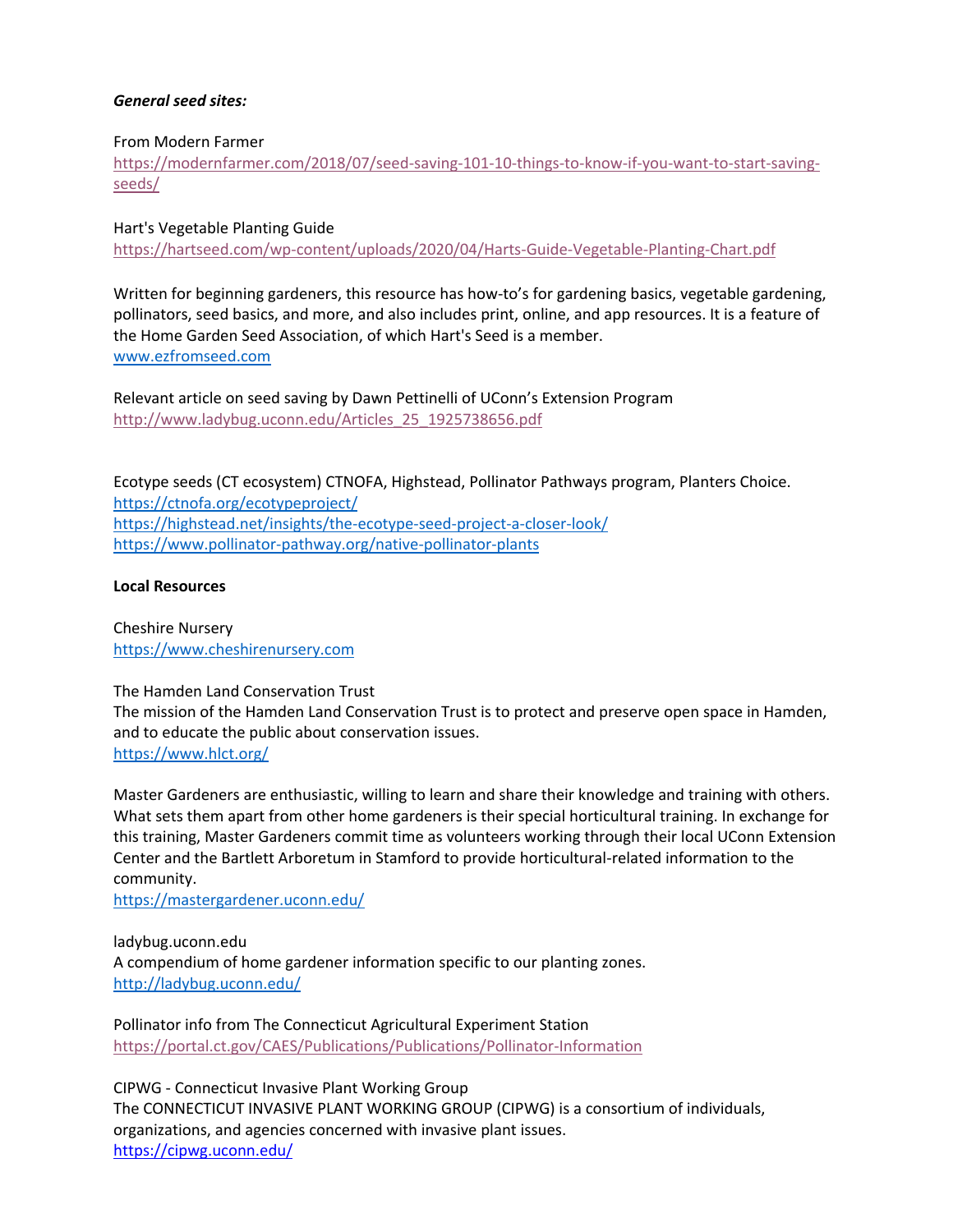***General seed sites:***

From Modern Farmer
https://modernfarmer.com/2018/07/seed-saving-101-10-things-to-know-if-you-want-to-start-saving-seeds/

Hart's Vegetable Planting Guide
https://hartseed.com/wp-content/uploads/2020/04/Harts-Guide-Vegetable-Planting-Chart.pdf

Written for beginning gardeners, this resource has how-to's for gardening basics, vegetable gardening, pollinators, seed basics, and more, and also includes print, online, and app resources. It is a feature of the Home Garden Seed Association, of which Hart's Seed is a member.
www.ezfromseed.com

Relevant article on seed saving by Dawn Pettinelli of UConn's Extension Program
http://www.ladybug.uconn.edu/Articles_25_1925738656.pdf

Ecotype seeds (CT ecosystem) CTNOFA, Highstead, Pollinator Pathways program, Planters Choice.
https://ctnofa.org/ecotypeproject/
https://highstead.net/insights/the-ecotype-seed-project-a-closer-look/
https://www.pollinator-pathway.org/native-pollinator-plants

**Local Resources**

Cheshire Nursery
https://www.cheshirenursery.com

The Hamden Land Conservation Trust
The mission of the Hamden Land Conservation Trust is to protect and preserve open space in Hamden, and to educate the public about conservation issues.
https://www.hlct.org/

Master Gardeners are enthusiastic, willing to learn and share their knowledge and training with others. What sets them apart from other home gardeners is their special horticultural training. In exchange for this training, Master Gardeners commit time as volunteers working through their local UConn Extension Center and the Bartlett Arboretum in Stamford to provide horticultural-related information to the community.
https://mastergardener.uconn.edu/

ladybug.uconn.edu
A compendium of home gardener information specific to our planting zones.
http://ladybug.uconn.edu/

Pollinator info from The Connecticut Agricultural Experiment Station
https://portal.ct.gov/CAES/Publications/Publications/Pollinator-Information

CIPWG - Connecticut Invasive Plant Working Group
The CONNECTICUT INVASIVE PLANT WORKING GROUP (CIPWG) is a consortium of individuals, organizations, and agencies concerned with invasive plant issues.
https://cipwg.uconn.edu/